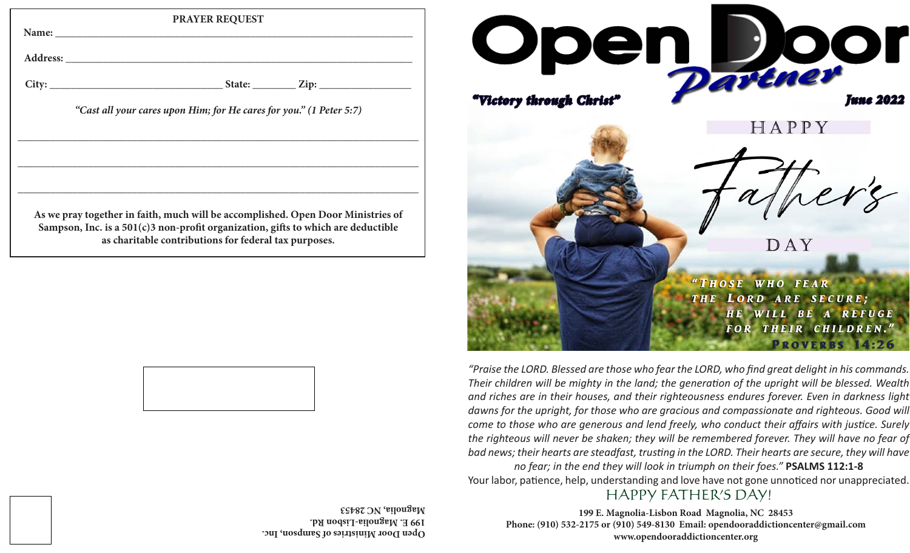## PRAYER REQUEST

Name: ____________________________________________

Address: __________________________________________

City: ______________________ State: ________ Zip: ______________

*"Cast all your cares upon Him; for He cares for you." (1 Peter 5:7)*

_______________________________________________________________

_______________________________________________________________

_______________________________________________________________

**As we pray together in faith, much will be accomplished. Open Door Ministries of Sampson, Inc. is a 501(c)3 non-profit organization, gifts to which are deductible as charitable contributions for federal tax purposes.**

**Open Door Ministries of Sampson, Inc.**
**199 E. Magnolia-Lisbon Rd.**
**Magnolia, NC 28453**

# Open Door Partner

***"Victory through Christ"*** ***June 2022***

## HAPPY Father's DAY

***"Those who fear the Lord are secure; he will be a refuge for their children."*** **Proverbs 14:26**

*"Praise the LORD. Blessed are those who fear the LORD, who find great delight in his commands. Their children will be mighty in the land; the generation of the upright will be blessed. Wealth and riches are in their houses, and their righteousness endures forever. Even in darkness light dawns for the upright, for those who are gracious and compassionate and righteous. Good will come to those who are generous and lend freely, who conduct their affairs with justice. Surely the righteous will never be shaken; they will be remembered forever. They will have no fear of bad news; their hearts are steadfast, trusting in the LORD. Their hearts are secure, they will have no fear; in the end they will look in triumph on their foes."* **PSALMS 112:1-8**

Your labor, patience, help, understanding and love have not gone unnoticed nor unappreciated.

HAPPY FATHER'S DAY!

**199 E. Magnolia-Lisbon Road Magnolia, NC 28453**
**Phone: (910) 532-2175 or (910) 549-8130 Email: opendooraddictioncenter@gmail.com**
**www.opendooraddictioncenter.org**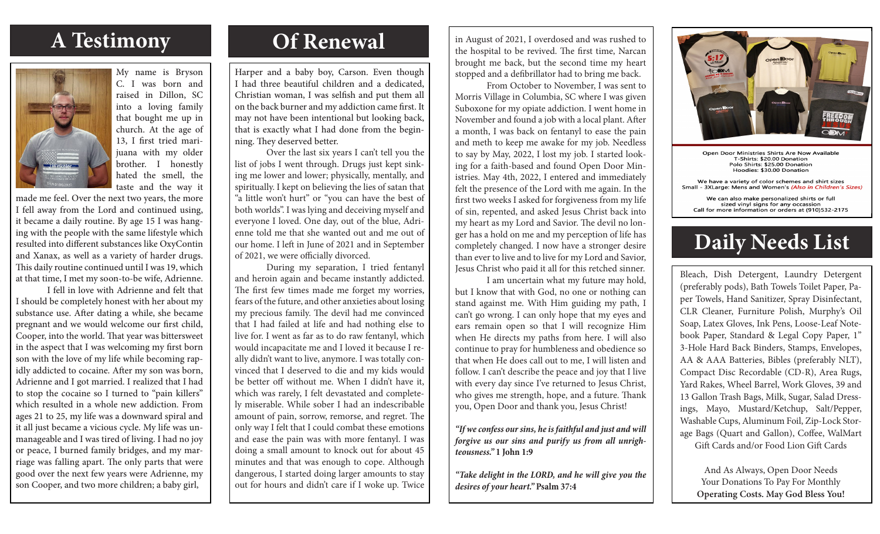# A Testimony Of Renewal

My name is Bryson C. I was born and raised in Dillon, SC into a loving family that bought me up in church. At the age of 13, I first tried marijuana with my older brother. I honestly hated the smell, the taste and the way it made me feel. Over the next two years, the more I fell away from the Lord and continued using, it became a daily routine. By age 15 I was hanging with the people with the same lifestyle which resulted into different substances like OxyContin and Xanax, as well as a variety of harder drugs. This daily routine continued until I was 19, which at that time, I met my soon-to-be wife, Adrienne.

I fell in love with Adrienne and felt that I should be completely honest with her about my substance use. After dating a while, she became pregnant and we would welcome our first child, Cooper, into the world. That year was bittersweet in the aspect that I was welcoming my first born son with the love of my life while becoming rapidly addicted to cocaine. After my son was born, Adrienne and I got married. I realized that I had to stop the cocaine so I turned to "pain killers" which resulted in a whole new addiction. From ages 21 to 25, my life was a downward spiral and it all just became a vicious cycle. My life was unmanageable and I was tired of living. I had no joy or peace, I burned family bridges, and my marriage was falling apart. The only parts that were good over the next few years were Adrienne, my son Cooper, and two more children; a baby girl, Harper and a baby boy, Carson. Even though I had three beautiful children and a dedicated, Christian woman, I was selfish and put them all on the back burner and my addiction came first. It may not have been intentional but looking back, that is exactly what I had done from the beginning. They deserved better.

Over the last six years I can't tell you the list of jobs I went through. Drugs just kept sinking me lower and lower; physically, mentally, and spiritually. I kept on believing the lies of satan that "a little won't hurt" or "you can have the best of both worlds". I was lying and deceiving myself and everyone I loved. One day, out of the blue, Adrienne told me that she wanted out and me out of our home. I left in June of 2021 and in September of 2021, we were officially divorced.

During my separation, I tried fentanyl and heroin again and became instantly addicted. The first few times made me forget my worries, fears of the future, and other anxieties about losing my precious family. The devil had me convinced that I had failed at life and had nothing else to live for. I went as far as to do raw fentanyl, which would incapacitate me and I loved it because I really didn't want to live, anymore. I was totally convinced that I deserved to die and my kids would be better off without me. When I didn't have it, which was rarely, I felt devastated and completely miserable. While sober I had an indescribable amount of pain, sorrow, remorse, and regret. The only way I felt that I could combat these emotions and ease the pain was with more fentanyl. I was doing a small amount to knock out for about 45 minutes and that was enough to cope. Although dangerous, I started doing larger amounts to stay out for hours and didn't care if I woke up. Twice in August of 2021, I overdosed and was rushed to the hospital to be revived. The first time, Narcan brought me back, but the second time my heart stopped and a defibrillator had to bring me back.

From October to November, I was sent to Morris Village in Columbia, SC where I was given Suboxone for my opiate addiction. I went home in November and found a job with a local plant. After a month, I was back on fentanyl to ease the pain and meth to keep me awake for my job. Needless to say by May, 2022, I lost my job. I started looking for a faith-based and found Open Door Ministries. May 4th, 2022, I entered and immediately felt the presence of the Lord with me again. In the first two weeks I asked for forgiveness from my life of sin, repented, and asked Jesus Christ back into my heart as my Lord and Savior. The devil no longer has a hold on me and my perception of life has completely changed. I now have a stronger desire than ever to live and to live for my Lord and Savior, Jesus Christ who paid it all for this retched sinner.

I am uncertain what my future may hold, but I know that with God, no one or nothing can stand against me. With Him guiding my path, I can't go wrong. I can only hope that my eyes and ears remain open so that I will recognize Him when He directs my paths from here. I will also continue to pray for humbleness and obedience so that when He does call out to me, I will listen and follow. I can't describe the peace and joy that I live with every day since I've returned to Jesus Christ, who gives me strength, hope, and a future. Thank you, Open Door and thank you, Jesus Christ!

***"If we confess our sins, he is faithful and just and will forgive us our sins and purify us from all unrighteousness."* 1 John 1:9**

***"Take delight in the LORD, and he will give you the desires of your heart."* Psalm 37:4**

Open Door Ministries Shirts Are Now Available
T-Shirts: $20.00 Donation
Polo Shirts: $25.00 Donation
Hoodies: $30.00 Donation

We have a variety of color schemes and shirt sizes
Small - 3XLarge: Mens and Women's *(Also in Children's Sizes)*

We can also make personalized shirts or full sized vinyl signs for any occasion
Call for more information or orders at (910)532-2175

# Daily Needs List

Bleach, Dish Detergent, Laundry Detergent (preferably pods), Bath Towels Toilet Paper, Paper Towels, Hand Sanitizer, Spray Disinfectant, CLR Cleaner, Furniture Polish, Murphy's Oil Soap, Latex Gloves, Ink Pens, Loose-Leaf Notebook Paper, Standard & Legal Copy Paper, 1" 3-Hole Hard Back Binders, Stamps, Envelopes, AA & AAA Batteries, Bibles (preferably NLT), Compact Disc Recordable (CD-R), Area Rugs, Yard Rakes, Wheel Barrel, Work Gloves, 39 and 13 Gallon Trash Bags, Milk, Sugar, Salad Dressings, Mayo, Mustard/Ketchup, Salt/Pepper, Washable Cups, Aluminum Foil, Zip-Lock Storage Bags (Quart and Gallon), Coffee, WalMart Gift Cards and/or Food Lion Gift Cards

And As Always, Open Door Needs Your Donations To Pay For Monthly **Operating Costs. May God Bless You!**